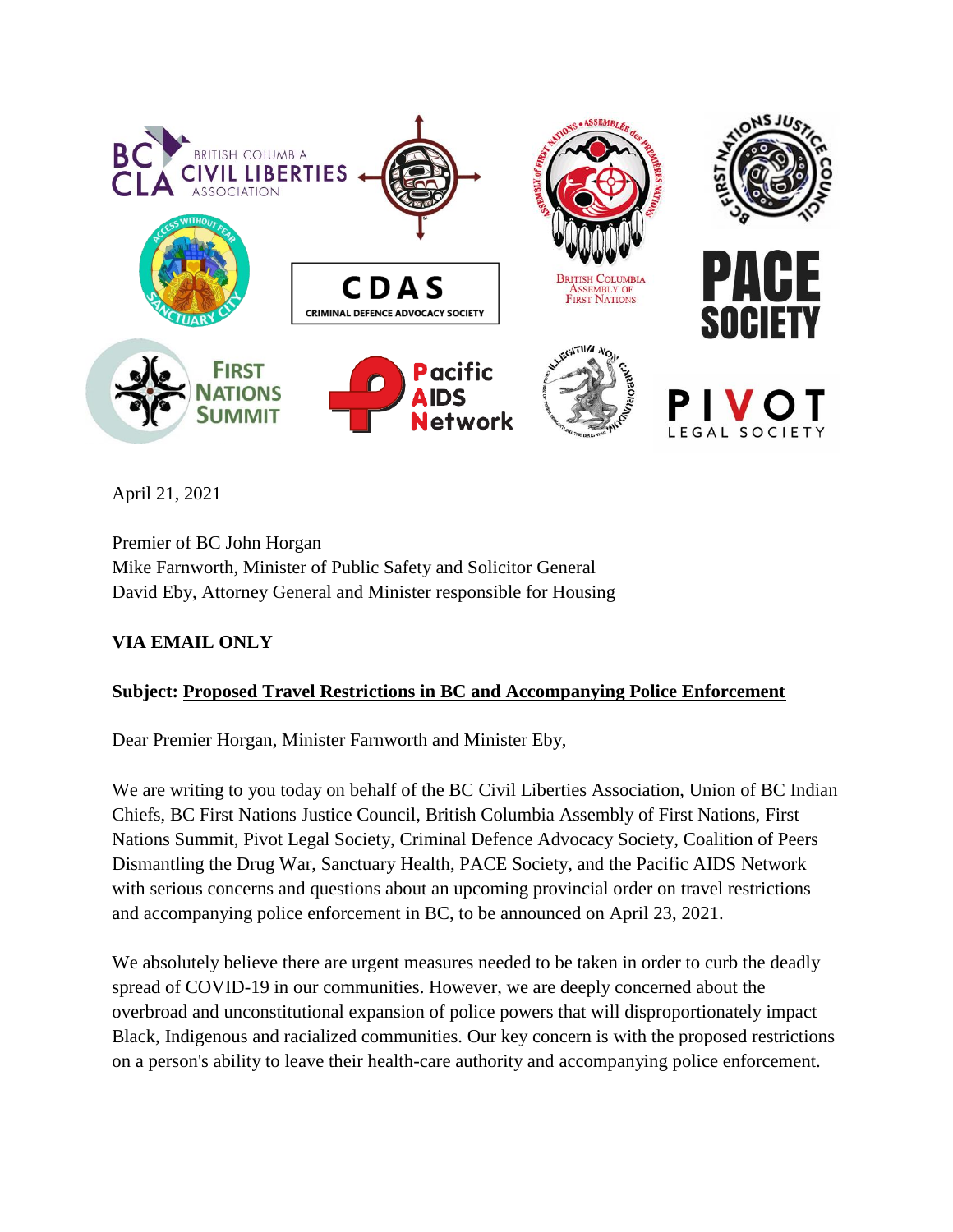April 21, 2021

Premier of BC John Horgan
Mike Farnworth, Minister of Public Safety and Solicitor General
David Eby, Attorney General and Minister responsible for Housing

**VIA EMAIL ONLY**

**Subject: Proposed Travel Restrictions in BC and Accompanying Police Enforcement**

Dear Premier Horgan, Minister Farnworth and Minister Eby,

We are writing to you today on behalf of the BC Civil Liberties Association, Union of BC Indian Chiefs, BC First Nations Justice Council, British Columbia Assembly of First Nations, First Nations Summit, Pivot Legal Society, Criminal Defence Advocacy Society, Coalition of Peers Dismantling the Drug War, Sanctuary Health, PACE Society, and the Pacific AIDS Network with serious concerns and questions about an upcoming provincial order on travel restrictions and accompanying police enforcement in BC, to be announced on April 23, 2021.

We absolutely believe there are urgent measures needed to be taken in order to curb the deadly spread of COVID-19 in our communities. However, we are deeply concerned about the overbroad and unconstitutional expansion of police powers that will disproportionately impact Black, Indigenous and racialized communities. Our key concern is with the proposed restrictions on a person's ability to leave their health-care authority and accompanying police enforcement.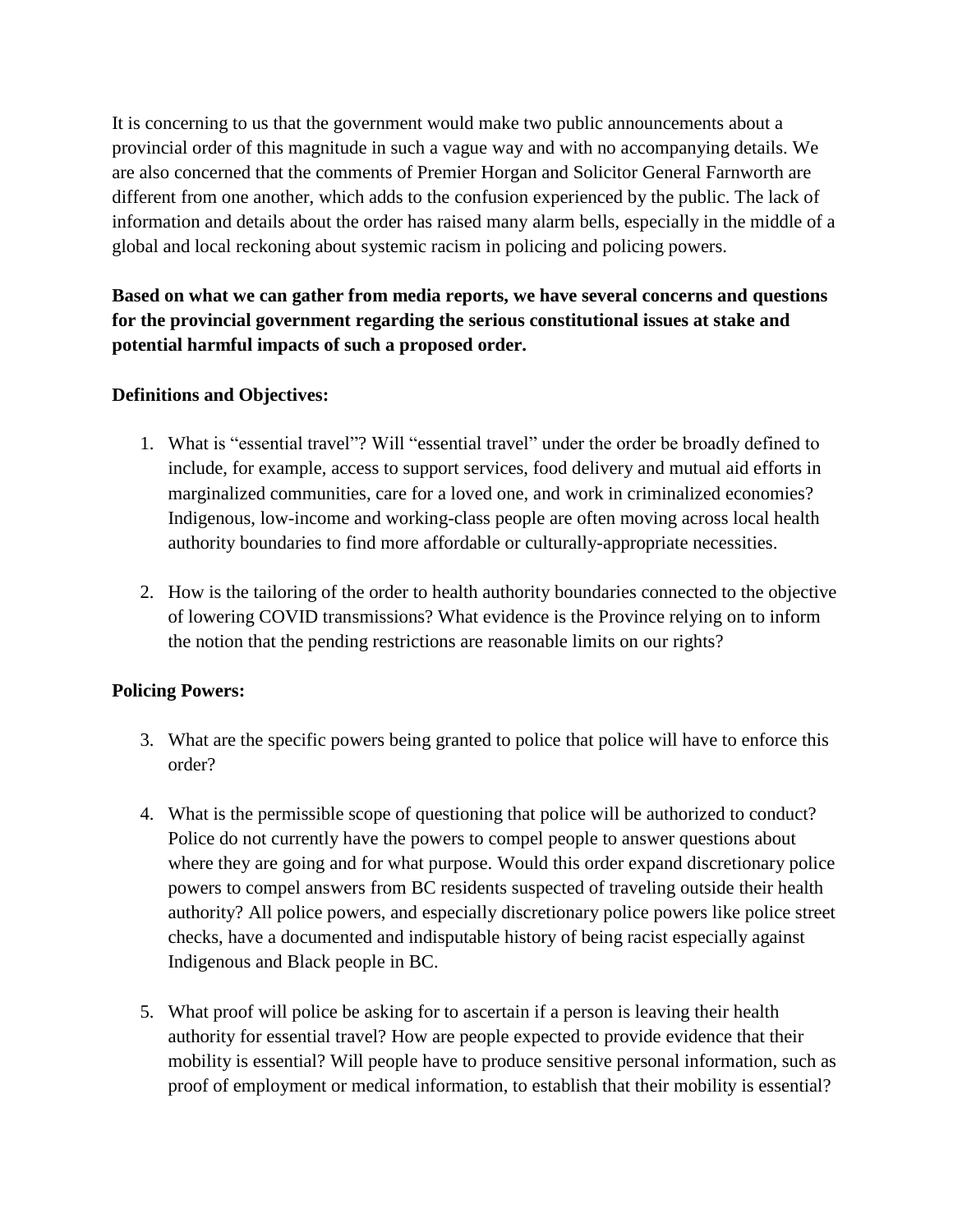It is concerning to us that the government would make two public announcements about a provincial order of this magnitude in such a vague way and with no accompanying details. We are also concerned that the comments of Premier Horgan and Solicitor General Farnworth are different from one another, which adds to the confusion experienced by the public. The lack of information and details about the order has raised many alarm bells, especially in the middle of a global and local reckoning about systemic racism in policing and policing powers.

**Based on what we can gather from media reports, we have several concerns and questions for the provincial government regarding the serious constitutional issues at stake and potential harmful impacts of such a proposed order.**

**Definitions and Objectives:**

1. What is "essential travel"? Will "essential travel" under the order be broadly defined to include, for example, access to support services, food delivery and mutual aid efforts in marginalized communities, care for a loved one, and work in criminalized economies? Indigenous, low-income and working-class people are often moving across local health authority boundaries to find more affordable or culturally-appropriate necessities.

2. How is the tailoring of the order to health authority boundaries connected to the objective of lowering COVID transmissions? What evidence is the Province relying on to inform the notion that the pending restrictions are reasonable limits on our rights?

**Policing Powers:**

3. What are the specific powers being granted to police that police will have to enforce this order?

4. What is the permissible scope of questioning that police will be authorized to conduct? Police do not currently have the powers to compel people to answer questions about where they are going and for what purpose. Would this order expand discretionary police powers to compel answers from BC residents suspected of traveling outside their health authority? All police powers, and especially discretionary police powers like police street checks, have a documented and indisputable history of being racist especially against Indigenous and Black people in BC.

5. What proof will police be asking for to ascertain if a person is leaving their health authority for essential travel? How are people expected to provide evidence that their mobility is essential? Will people have to produce sensitive personal information, such as proof of employment or medical information, to establish that their mobility is essential?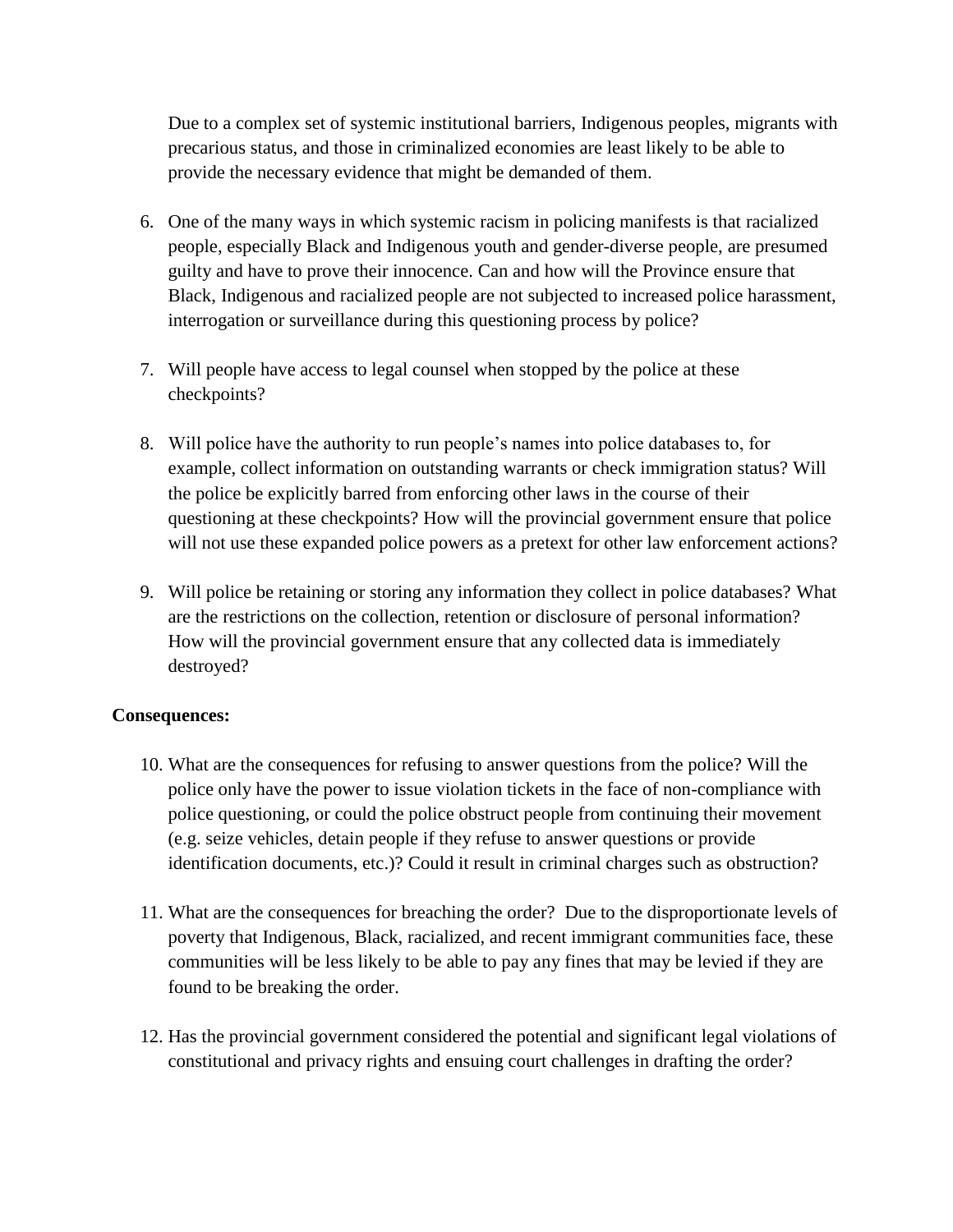Due to a complex set of systemic institutional barriers, Indigenous peoples, migrants with precarious status, and those in criminalized economies are least likely to be able to provide the necessary evidence that might be demanded of them.

6. One of the many ways in which systemic racism in policing manifests is that racialized people, especially Black and Indigenous youth and gender-diverse people, are presumed guilty and have to prove their innocence. Can and how will the Province ensure that Black, Indigenous and racialized people are not subjected to increased police harassment, interrogation or surveillance during this questioning process by police?

7. Will people have access to legal counsel when stopped by the police at these checkpoints?

8. Will police have the authority to run people's names into police databases to, for example, collect information on outstanding warrants or check immigration status? Will the police be explicitly barred from enforcing other laws in the course of their questioning at these checkpoints? How will the provincial government ensure that police will not use these expanded police powers as a pretext for other law enforcement actions?

9. Will police be retaining or storing any information they collect in police databases? What are the restrictions on the collection, retention or disclosure of personal information? How will the provincial government ensure that any collected data is immediately destroyed?

**Consequences:**

10. What are the consequences for refusing to answer questions from the police? Will the police only have the power to issue violation tickets in the face of non-compliance with police questioning, or could the police obstruct people from continuing their movement (e.g. seize vehicles, detain people if they refuse to answer questions or provide identification documents, etc.)? Could it result in criminal charges such as obstruction?

11. What are the consequences for breaching the order? Due to the disproportionate levels of poverty that Indigenous, Black, racialized, and recent immigrant communities face, these communities will be less likely to be able to pay any fines that may be levied if they are found to be breaking the order.

12. Has the provincial government considered the potential and significant legal violations of constitutional and privacy rights and ensuing court challenges in drafting the order?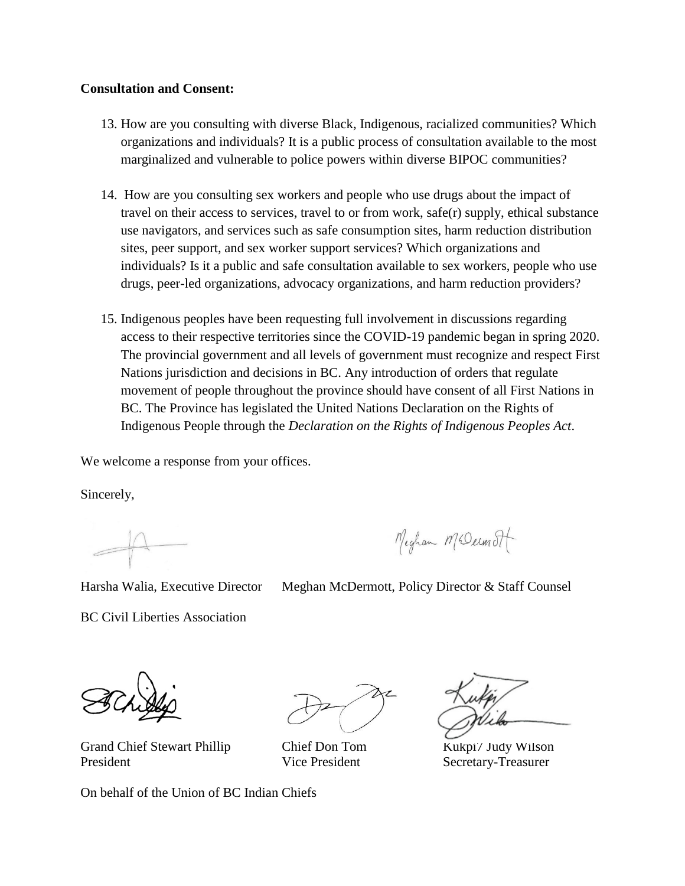**Consultation and Consent:**

13. How are you consulting with diverse Black, Indigenous, racialized communities? Which organizations and individuals? It is a public process of consultation available to the most marginalized and vulnerable to police powers within diverse BIPOC communities?

14. How are you consulting sex workers and people who use drugs about the impact of travel on their access to services, travel to or from work, safe(r) supply, ethical substance use navigators, and services such as safe consumption sites, harm reduction distribution sites, peer support, and sex worker support services? Which organizations and individuals? Is it a public and safe consultation available to sex workers, people who use drugs, peer-led organizations, advocacy organizations, and harm reduction providers?

15. Indigenous peoples have been requesting full involvement in discussions regarding access to their respective territories since the COVID-19 pandemic began in spring 2020. The provincial government and all levels of government must recognize and respect First Nations jurisdiction and decisions in BC. Any introduction of orders that regulate movement of people throughout the province should have consent of all First Nations in BC. The Province has legislated the United Nations Declaration on the Rights of Indigenous People through the *Declaration on the Rights of Indigenous Peoples Act*.

We welcome a response from your offices.

Sincerely,

Harsha Walia, Executive Director    Meghan McDermott, Policy Director & Staff Counsel

BC Civil Liberties Association

Grand Chief Stewart Phillip, President    Chief Don Tom, Vice President    Kukpi7 Judy Wilson, Secretary-Treasurer

On behalf of the Union of BC Indian Chiefs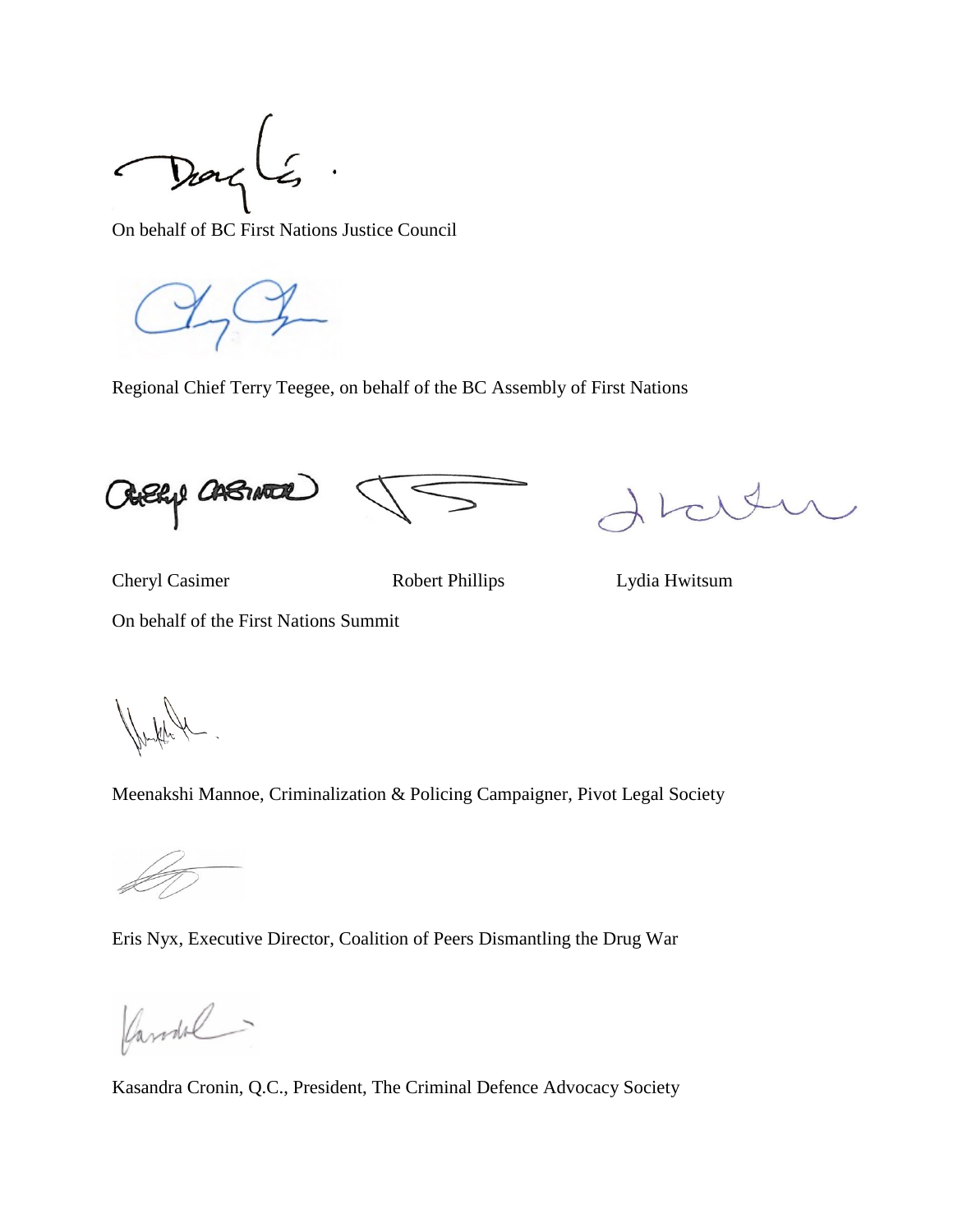On behalf of BC First Nations Justice Council

Regional Chief Terry Teegee, on behalf of the BC Assembly of First Nations

Cheryl Casimer Robert Phillips Lydia Hwitsum

On behalf of the First Nations Summit

Meenakshi Mannoe, Criminalization & Policing Campaigner, Pivot Legal Society

Eris Nyx, Executive Director, Coalition of Peers Dismantling the Drug War

Kasandra Cronin, Q.C., President, The Criminal Defence Advocacy Society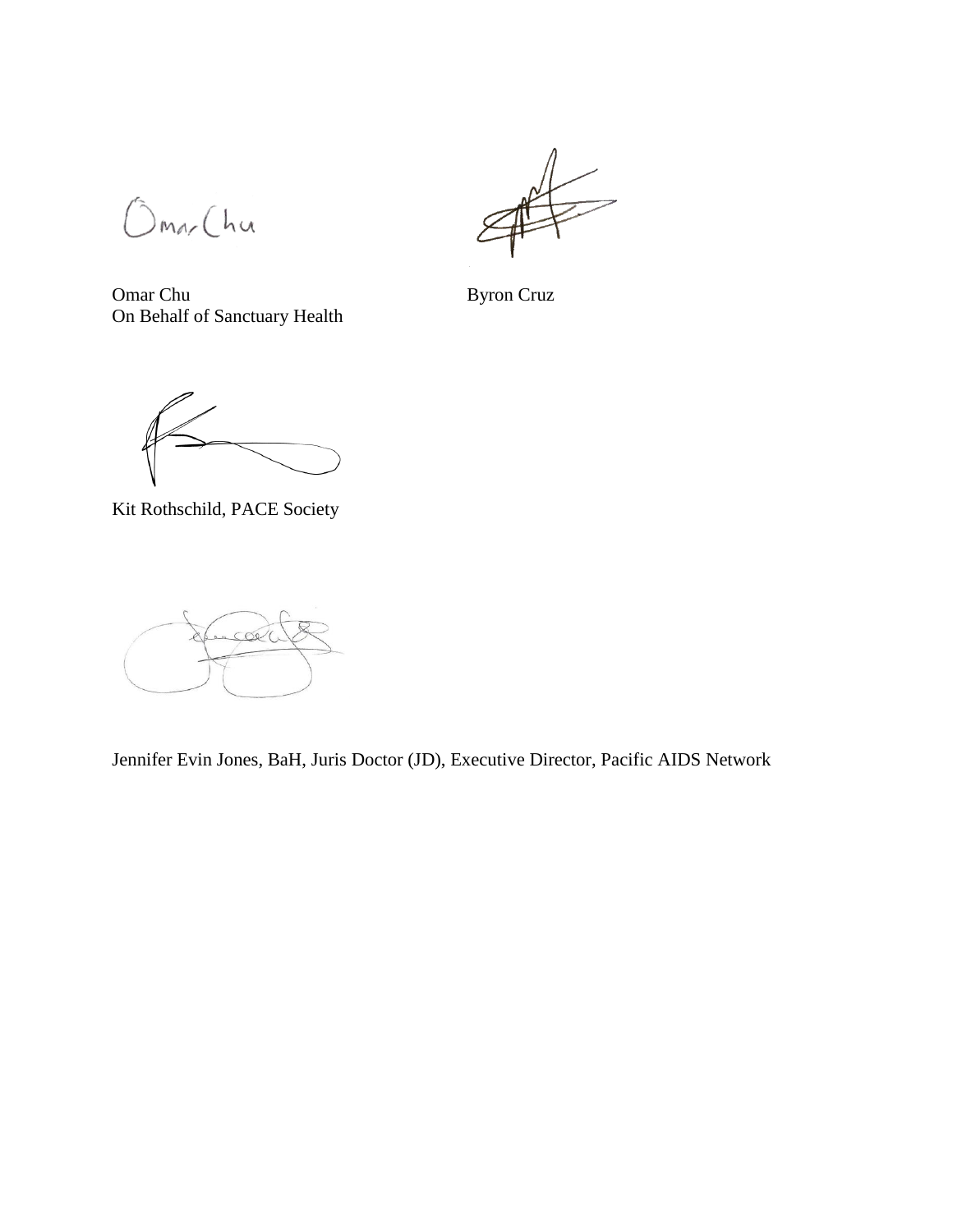Omar Chu
On Behalf of Sanctuary Health

Byron Cruz

Kit Rothschild, PACE Society

Jennifer Evin Jones, BaH, Juris Doctor (JD), Executive Director, Pacific AIDS Network